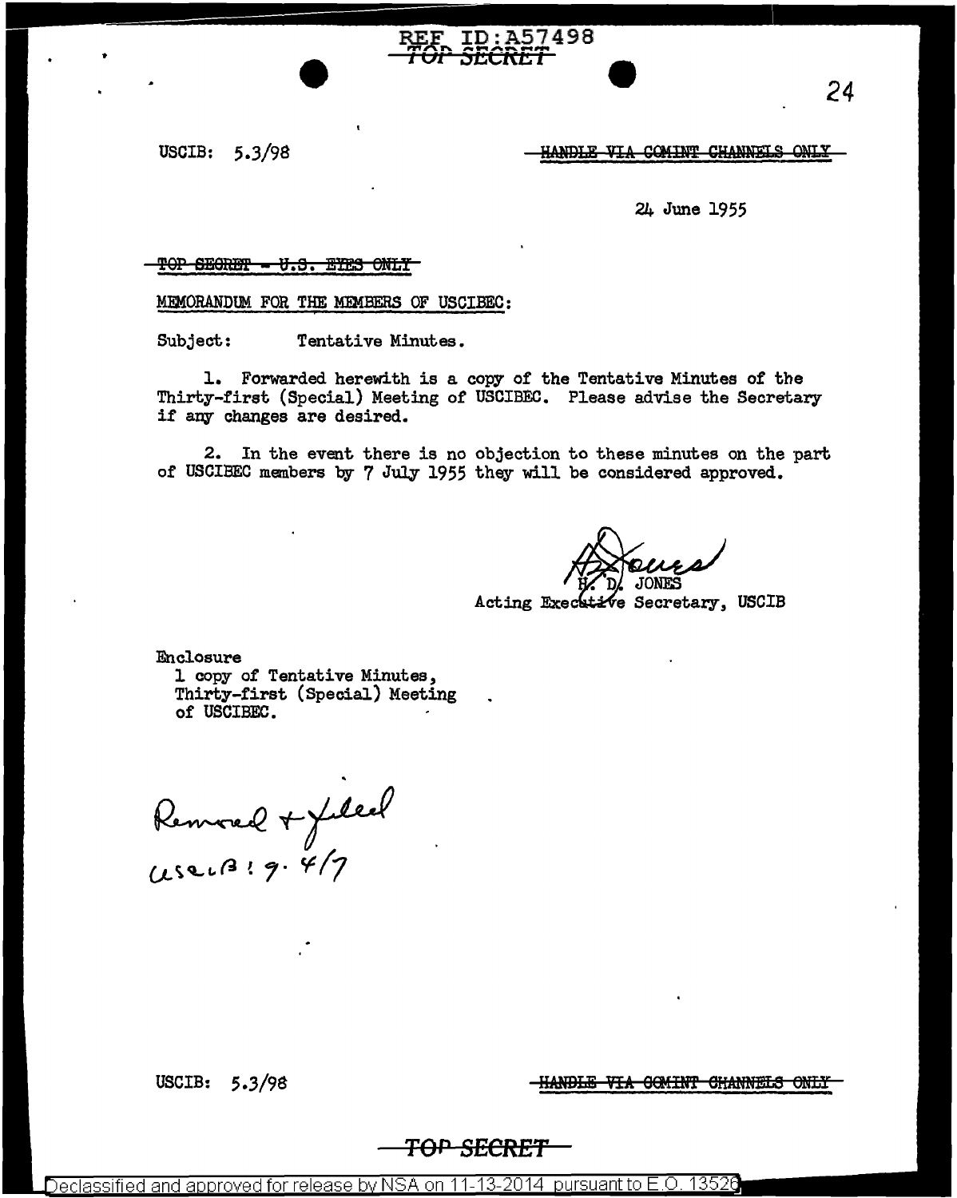REF ID:A57498

~~TOP SECRET~~

USCIB: 5.3/98

~~HANDLE VIA COMINT CHANNELS ONLY~~

24 June 1955

~~TOP SECRET - U.S. EYES ONLY~~

MEMORANDUM FOR THE MEMBERS OF USCIBEC:

Subject: Tentative Minutes.

1. Forwarded herewith is a copy of the Tentative Minutes of the Thirty-first (Special) Meeting of USCIBEC. Please advise the Secretary if any changes are desired.

2. In the event there is no objection to these minutes on the part of USCIBEC members by 7 July 1955 they will be considered approved.

H. D. JONES
Acting Executive Secretary, USCIB

Enclosure
1 copy of Tentative Minutes, Thirty-first (Special) Meeting of USCIBEC.

Removed + filed
USCIB: 9.4/7

USCIB: 5.3/98

~~HANDLE VIA COMINT CHANNELS ONLY~~

~~TOP SECRET~~

Declassified and approved for release by NSA on 11-13-2014 pursuant to E.O. 13526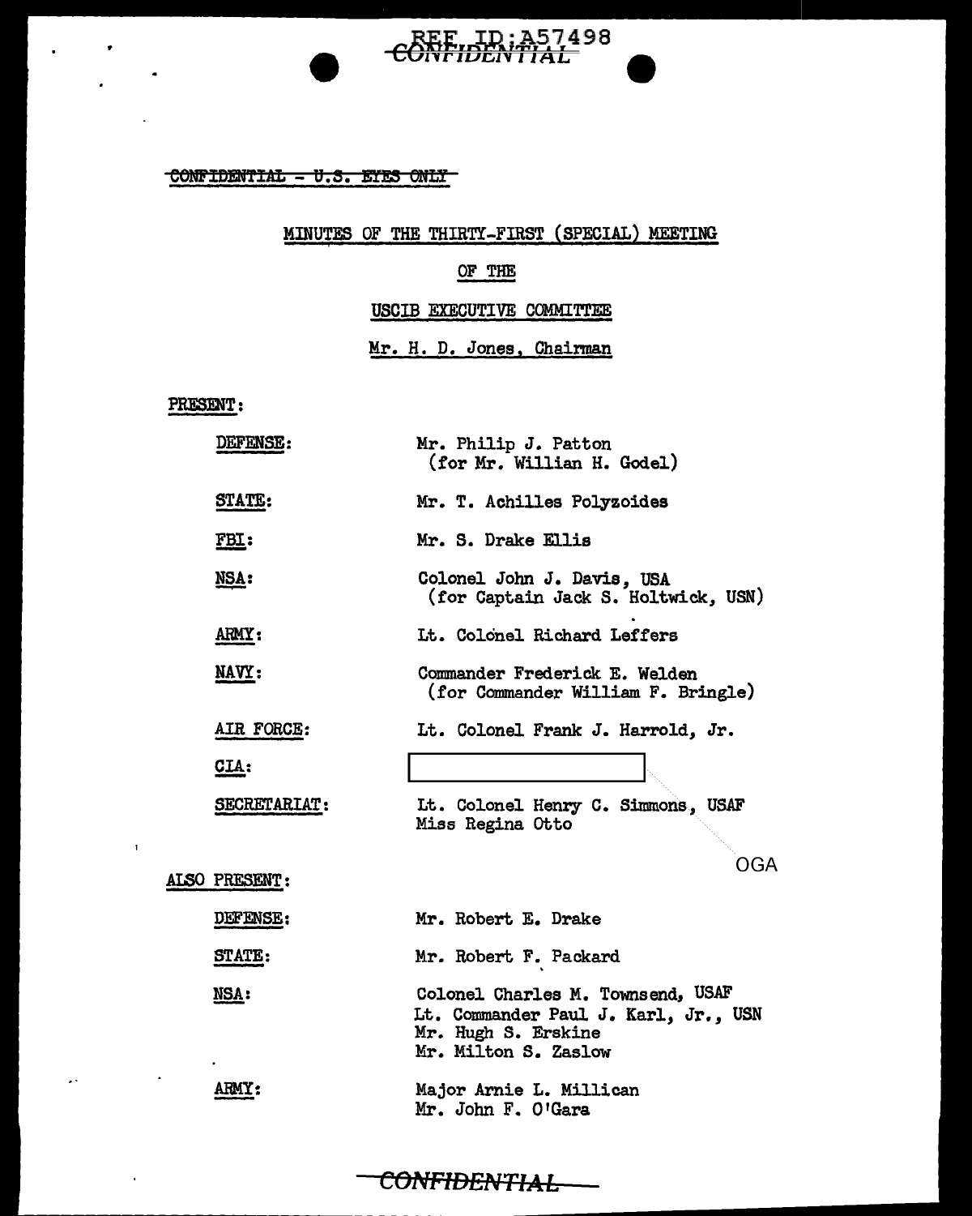~~CONFIDENTIAL - U.S. EYES ONLY~~

MINUTES OF THE THIRTY-FIRST (SPECIAL) MEETING

OF THE

USCIB EXECUTIVE COMMITTEE

Mr. H. D. Jones, Chairman

PRESENT:

| | |
|---|---|
| DEFENSE: | Mr. Philip J. Patton (for Mr. Willian H. Godel) |
| STATE: | Mr. T. Achilles Polyzoides |
| FBI: | Mr. S. Drake Ellis |
| NSA: | Colonel John J. Davis, USA (for Captain Jack S. Holtwick, USN) |
| ARMY: | Lt. Colonel Richard Leffers |
| NAVY: | Commander Frederick E. Welden (for Commander William F. Bringle) |
| AIR FORCE: | Lt. Colonel Frank J. Harrold, Jr. |
| CIA: | [redacted] |
| SECRETARIAT: | Lt. Colonel Henry C. Simmons, USAF<br>Miss Regina Otto |

OGA

ALSO PRESENT:

| | |
|---|---|
| DEFENSE: | Mr. Robert E. Drake |
| STATE: | Mr. Robert F. Packard |
| NSA: | Colonel Charles M. Townsend, USAF<br>Lt. Commander Paul J. Karl, Jr., USN<br>Mr. Hugh S. Erskine<br>Mr. Milton S. Zaslow |
| ARMY: | Major Arnie L. Millican<br>Mr. John F. O'Gara |

~~CONFIDENTIAL~~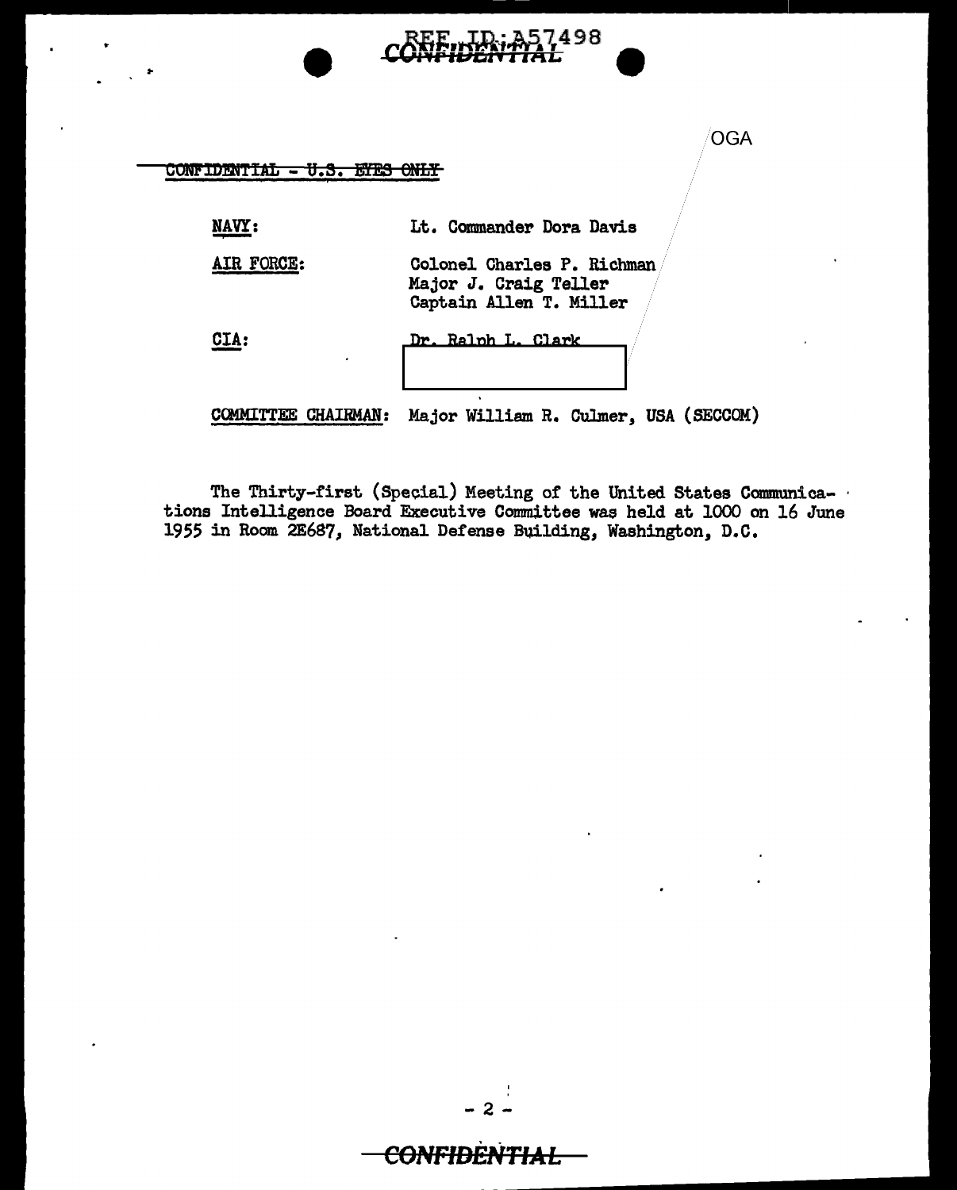REF ID:A57498

CONFIDENTIAL

OGA

CONFIDENTIAL - U.S. EYES ONLY

| | |
|---|---|
| **NAVY:** | Lt. Commander Dora Davis |
| **AIR FORCE:** | Colonel Charles P. Richman<br>Major J. Craig Teller<br>Captain Allen T. Miller |
| **CIA:** | Dr. Ralph L. Clark |
| **COMMITTEE CHAIRMAN:** | Major William R. Culmer, USA (SECCOM) |

The Thirty-first (Special) Meeting of the United States Communications Intelligence Board Executive Committee was held at 1000 on 16 June 1955 in Room 2E687, National Defense Building, Washington, D.C.

CONFIDENTIAL